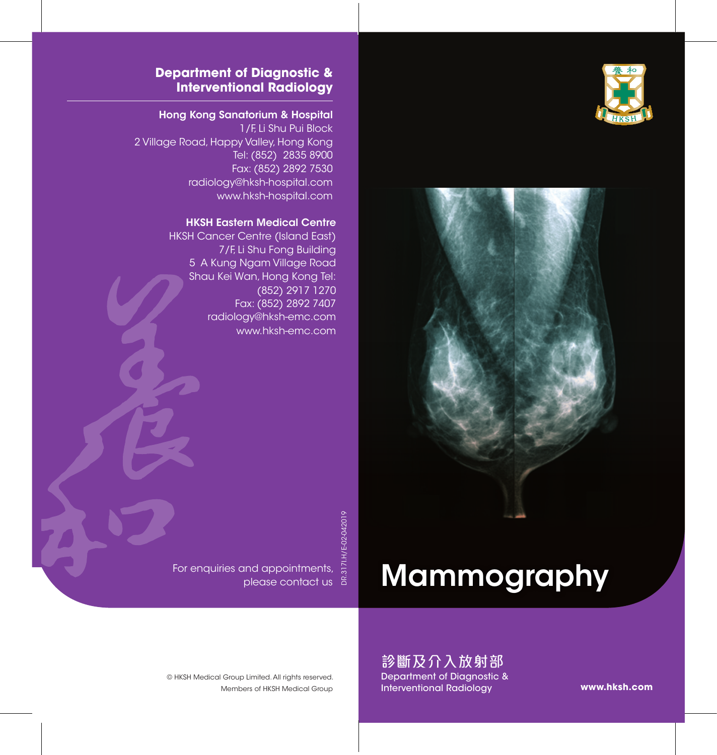## Department of Diagnostic & Interventional Radiology

**Hong Kong Sanatorium & Hospital**
1/F, Li Shu Pui Block
2 Village Road, Happy Valley, Hong Kong
Tel: (852) 2835 8900
Fax: (852) 2892 7530
radiology@hksh-hospital.com
www.hksh-hospital.com

**HKSH Eastern Medical Centre**
HKSH Cancer Centre (Island East)
7/F, Li Shu Fong Building
5 A Kung Ngam Village Road
Shau Kei Wan, Hong Kong Tel:
(852) 2917 1270
Fax: (852) 2892 7407
radiology@hksh-emc.com
www.hksh-emc.com

For enquiries and appointments, please contact us

DR.317I.H/E-02-042019

# Mammography

**診斷及介入放射部**
Department of Diagnostic & Interventional Radiology

**www.hksh.com**

© HKSH Medical Group Limited. All rights reserved.
Members of HKSH Medical Group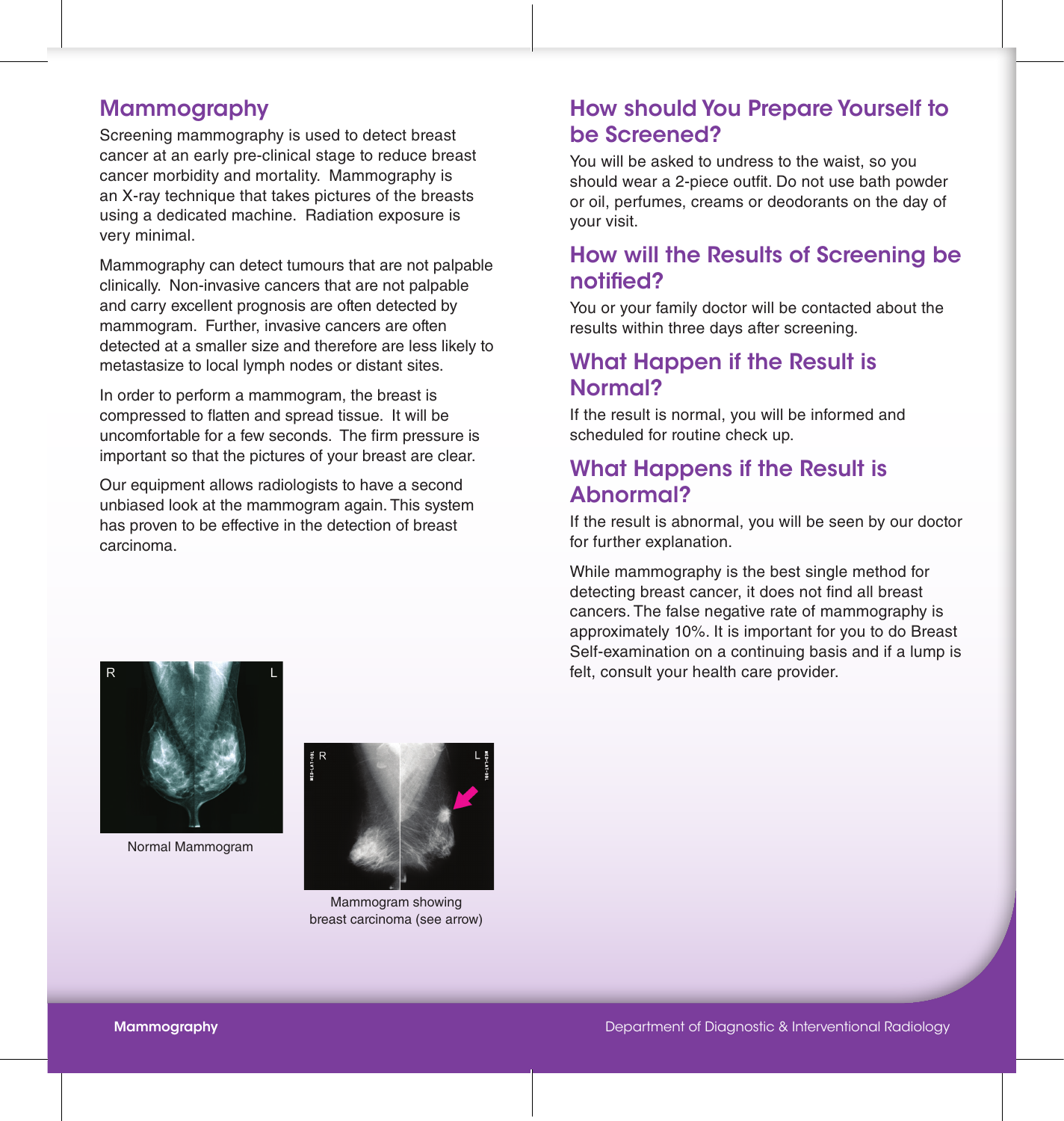## Mammography

Screening mammography is used to detect breast cancer at an early pre-clinical stage to reduce breast cancer morbidity and mortality. Mammography is an X-ray technique that takes pictures of the breasts using a dedicated machine. Radiation exposure is very minimal.

Mammography can detect tumours that are not palpable clinically. Non-invasive cancers that are not palpable and carry excellent prognosis are often detected by mammogram. Further, invasive cancers are often detected at a smaller size and therefore are less likely to metastasize to local lymph nodes or distant sites.

In order to perform a mammogram, the breast is compressed to flatten and spread tissue. It will be uncomfortable for a few seconds. The firm pressure is important so that the pictures of your breast are clear.

Our equipment allows radiologists to have a second unbiased look at the mammogram again. This system has proven to be effective in the detection of breast carcinoma.

Normal Mammogram

Mammogram showing breast carcinoma (see arrow)

## How should You Prepare Yourself to be Screened?

You will be asked to undress to the waist, so you should wear a 2-piece outfit. Do not use bath powder or oil, perfumes, creams or deodorants on the day of your visit.

## How will the Results of Screening be notified?

You or your family doctor will be contacted about the results within three days after screening.

## What Happen if the Result is Normal?

If the result is normal, you will be informed and scheduled for routine check up.

## What Happens if the Result is Abnormal?

If the result is abnormal, you will be seen by our doctor for further explanation.

While mammography is the best single method for detecting breast cancer, it does not find all breast cancers. The false negative rate of mammography is approximately 10%. It is important for you to do Breast Self-examination on a continuing basis and if a lump is felt, consult your health care provider.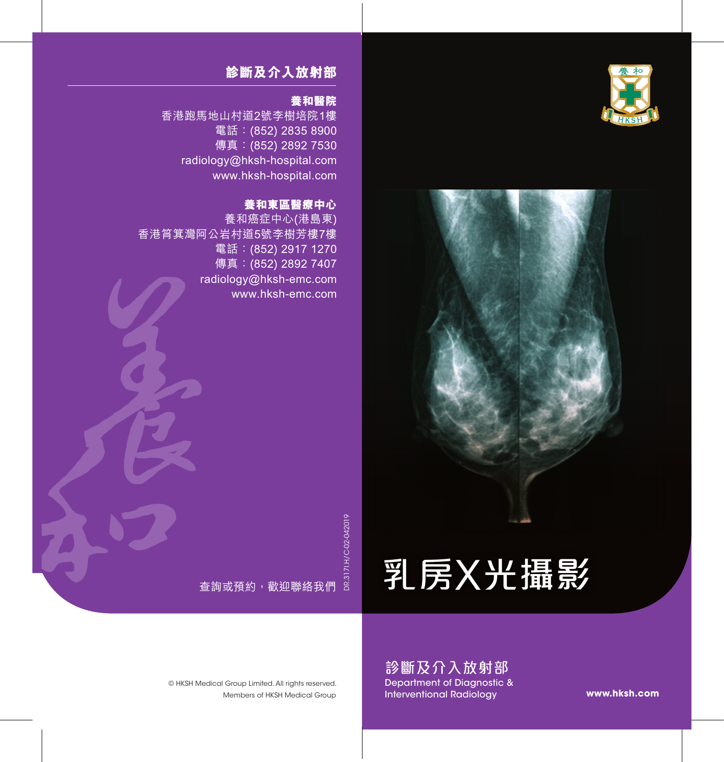## 診斷及介入放射部

**養和醫院**
香港跑馬地山村道2號李樹培院1樓
電話：(852) 2835 8900
傳真：(852) 2892 7530
radiology@hksh-hospital.com
www.hksh-hospital.com

**養和東區醫療中心**
養和癌症中心(港島東)
香港筲箕灣阿公岩村道5號李樹芳樓7樓
電話：(852) 2917 1270
傳真：(852) 2892 7407
radiology@hksh-emc.com
www.hksh-emc.com

查詢或預約，歡迎聯絡我們

DR.317I.H/C-02-042019

© HKSH Medical Group Limited. All rights reserved.
Members of HKSH Medical Group

# 乳房X光攝影

**診斷及介入放射部**
Department of Diagnostic & Interventional Radiology

**www.hksh.com**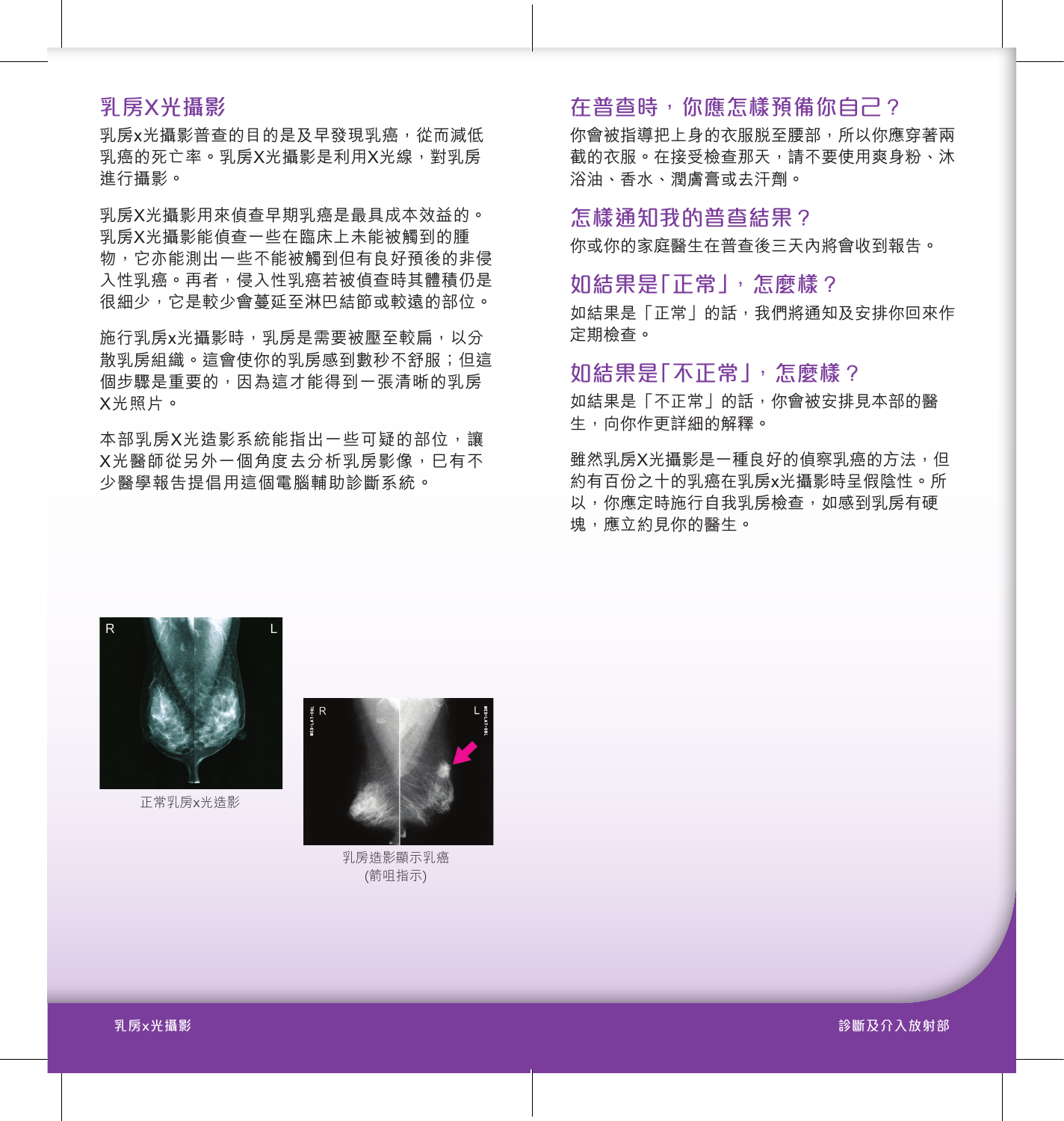## 乳房X光攝影

乳房x光攝影普查的目的是及早發現乳癌，從而減低乳癌的死亡率。乳房X光攝影是利用X光線，對乳房進行攝影。

乳房X光攝影用來偵查早期乳癌是最具成本效益的。乳房X光攝影能偵查一些在臨床上未能被觸到的腫物，它亦能測出一些不能被觸到但有良好預後的非侵入性乳癌。再者，侵入性乳癌若被偵查時其體積仍是很細少，它是較少會蔓延至淋巴結節或較遠的部位。

施行乳房x光攝影時，乳房是需要被壓至較扁，以分散乳房組織。這會使你的乳房感到數秒不舒服；但這個步驟是重要的，因為這才能得到一張清晰的乳房X光照片。

本部乳房X光造影系統能指出一些可疑的部位，讓X光醫師從另外一個角度去分析乳房影像，已有不少醫學報告提倡用這個電腦輔助診斷系統。

正常乳房x光造影

乳房造影顯示乳癌
(箭咀指示)

## 在普查時，你應怎樣預備你自己？

你會被指導把上身的衣服脫至腰部，所以你應穿著兩截的衣服。在接受檢查那天，請不要使用爽身粉、沐浴油、香水、潤膚膏或去汗劑。

## 怎樣通知我的普查結果？

你或你的家庭醫生在普查後三天內將會收到報告。

## 如結果是「正常」，怎麼樣？

如結果是「正常」的話，我們將通知及安排你回來作定期檢查。

## 如結果是「不正常」，怎麼樣？

如結果是「不正常」的話，你會被安排見本部的醫生，向你作更詳細的解釋。

雖然乳房X光攝影是一種良好的偵察乳癌的方法，但約有百份之十的乳癌在乳房x光攝影時呈假陰性。所以，你應定時施行自我乳房檢查，如感到乳房有硬塊，應立約見你的醫生。